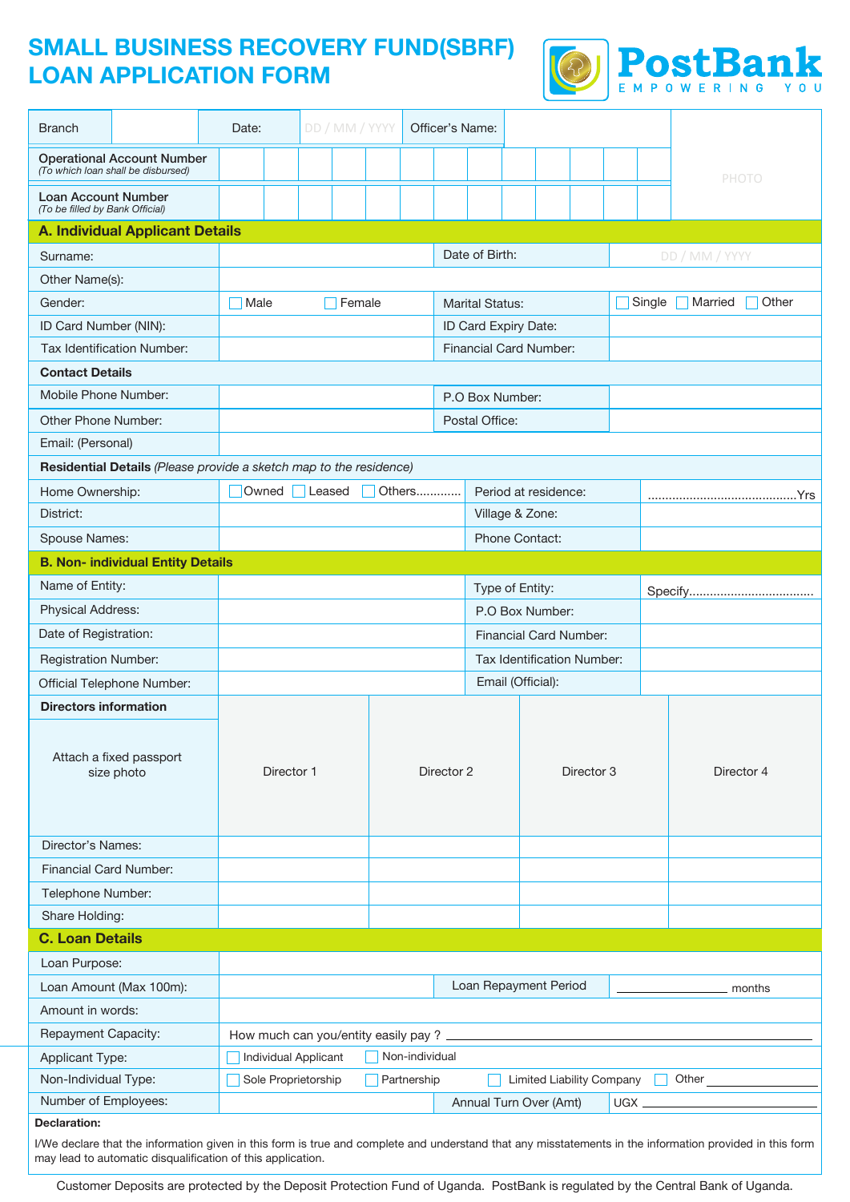# SMALL BUSINESS RECOVERY FUND(SBRF) LOAN APPLICATION FORM

PostBank
EMPOWERING YOU

| Branch | | Date: | DD / MM / YYYY | Officer's Name: | | PHOTO |
|---|---|---|---|---|---|---|
| **Operational Account Number** *(To which loan shall be disbursed)* | | | | | | |
| **Loan Account Number** *(To be filled by Bank Official)* | | | | | | |

## A. Individual Applicant Details

| | | | |
|---|---|---|---|
| Surname: | | Date of Birth: | DD / MM / YYYY |
| Other Name(s): | | | |
| Gender: | ☐ Male ☐ Female | Marital Status: | ☐ Single ☐ Married ☐ Other |
| ID Card Number (NIN): | | ID Card Expiry Date: | |
| Tax Identification Number: | | Financial Card Number: | |
| **Contact Details** | | | |
| Mobile Phone Number: | | P.O Box Number: | |
| Other Phone Number: | | Postal Office: | |
| Email: (Personal) | | | |
| **Residential Details** *(Please provide a sketch map to the residence)* | | | |
| Home Ownership: | ☐ Owned ☐ Leased ☐ Others............ | Period at residence: | ..........................................Yrs |
| District: | | Village & Zone: | |
| Spouse Names: | | Phone Contact: | |

## B. Non- individual Entity Details

| | | | |
|---|---|---|---|
| Name of Entity: | | Type of Entity: | Specify.................................... |
| Physical Address: | | P.O Box Number: | |
| Date of Registration: | | Financial Card Number: | |
| Registration Number: | | Tax Identification Number: | |
| Official Telephone Number: | | Email (Official): | |

| **Directors information** | | | | |
|---|---|---|---|---|
| Attach a fixed passport size photo | Director 1 | Director 2 | Director 3 | Director 4 |
| Director's Names: | | | | |
| Financial Card Number: | | | | |
| Telephone Number: | | | | |
| Share Holding: | | | | |

## C. Loan Details

| | | | |
|---|---|---|---|
| Loan Purpose: | | | |
| Loan Amount (Max 100m): | | Loan Repayment Period | ______________ months |
| Amount in words: | | | |
| Repayment Capacity: | How much can you/entity easily pay ? ________________ | | |
| Applicant Type: | ☐ Individual Applicant ☐ Non-individual | | |
| Non-Individual Type: | ☐ Sole Proprietorship ☐ Partnership ☐ Limited Liability Company ☐ Other ________ | | |
| Number of Employees: | | Annual Turn Over (Amt) | UGX ________________ |

**Declaration:**

I/We declare that the information given in this form is true and complete and understand that any misstatements in the information provided in this form may lead to automatic disqualification of this application.

Customer Deposits are protected by the Deposit Protection Fund of Uganda. PostBank is regulated by the Central Bank of Uganda.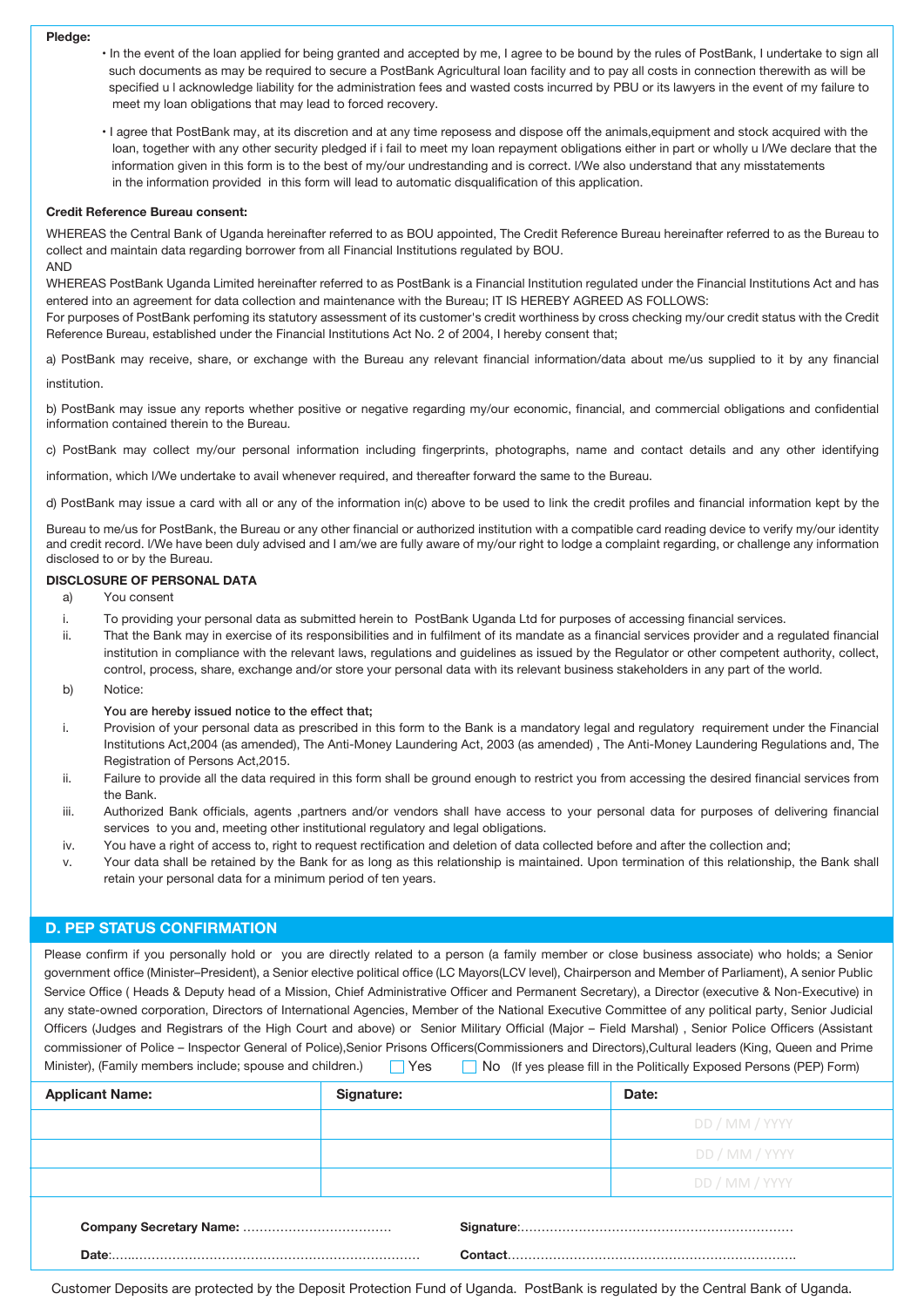**Pledge:**

- In the event of the loan applied for being granted and accepted by me, I agree to be bound by the rules of PostBank, I undertake to sign all such documents as may be required to secure a PostBank Agricultural loan facility and to pay all costs in connection therewith as will be specified u I acknowledge liability for the administration fees and wasted costs incurred by PBU or its lawyers in the event of my failure to meet my loan obligations that may lead to forced recovery.

- I agree that PostBank may, at its discretion and at any time reposess and dispose off the animals,equipment and stock acquired with the loan, together with any other security pledged if i fail to meet my loan repayment obligations either in part or wholly u I/We declare that the information given in this form is to the best of my/our undrestanding and is correct. I/We also understand that any misstatements in the information provided in this form will lead to automatic disqualification of this application.

**Credit Reference Bureau consent:**

WHEREAS the Central Bank of Uganda hereinafter referred to as BOU appointed, The Credit Reference Bureau hereinafter referred to as the Bureau to collect and maintain data regarding borrower from all Financial Institutions regulated by BOU.

AND

WHEREAS PostBank Uganda Limited hereinafter referred to as PostBank is a Financial Institution regulated under the Financial Institutions Act and has entered into an agreement for data collection and maintenance with the Bureau; IT IS HEREBY AGREED AS FOLLOWS:

For purposes of PostBank perfoming its statutory assessment of its customer's credit worthiness by cross checking my/our credit status with the Credit Reference Bureau, established under the Financial Institutions Act No. 2 of 2004, I hereby consent that;

a) PostBank may receive, share, or exchange with the Bureau any relevant financial information/data about me/us supplied to it by any financial institution.

b) PostBank may issue any reports whether positive or negative regarding my/our economic, financial, and commercial obligations and confidential information contained therein to the Bureau.

c) PostBank may collect my/our personal information including fingerprints, photographs, name and contact details and any other identifying information, which I/We undertake to avail whenever required, and thereafter forward the same to the Bureau.

d) PostBank may issue a card with all or any of the information in(c) above to be used to link the credit profiles and financial information kept by the Bureau to me/us for PostBank, the Bureau or any other financial or authorized institution with a compatible card reading device to verify my/our identity and credit record. I/We have been duly advised and I am/we are fully aware of my/our right to lodge a complaint regarding, or challenge any information disclosed to or by the Bureau.

**DISCLOSURE OF PERSONAL DATA**

a) You consent

i. To providing your personal data as submitted herein to PostBank Uganda Ltd for purposes of accessing financial services.

ii. That the Bank may in exercise of its responsibilities and in fulfilment of its mandate as a financial services provider and a regulated financial institution in compliance with the relevant laws, regulations and guidelines as issued by the Regulator or other competent authority, collect, control, process, share, exchange and/or store your personal data with its relevant business stakeholders in any part of the world.

b) Notice:

You are hereby issued notice to the effect that;

i. Provision of your personal data as prescribed in this form to the Bank is a mandatory legal and regulatory requirement under the Financial Institutions Act,2004 (as amended), The Anti-Money Laundering Act, 2003 (as amended) , The Anti-Money Laundering Regulations and, The Registration of Persons Act,2015.

ii. Failure to provide all the data required in this form shall be ground enough to restrict you from accessing the desired financial services from the Bank.

iii. Authorized Bank officials, agents ,partners and/or vendors shall have access to your personal data for purposes of delivering financial services to you and, meeting other institutional regulatory and legal obligations.

iv. You have a right of access to, right to request rectification and deletion of data collected before and after the collection and;

v. Your data shall be retained by the Bank for as long as this relationship is maintained. Upon termination of this relationship, the Bank shall retain your personal data for a minimum period of ten years.

## D. PEP STATUS CONFIRMATION

Please confirm if you personally hold or you are directly related to a person (a family member or close business associate) who holds; a Senior government office (Minister–President), a Senior elective political office (LC Mayors(LCV level), Chairperson and Member of Parliament), A senior Public Service Office ( Heads & Deputy head of a Mission, Chief Administrative Officer and Permanent Secretary), a Director (executive & Non-Executive) in any state-owned corporation, Directors of International Agencies, Member of the National Executive Committee of any political party, Senior Judicial Officers (Judges and Registrars of the High Court and above) or Senior Military Official (Major – Field Marshal) , Senior Police Officers (Assistant commissioner of Police – Inspector General of Police),Senior Prisons Officers(Commissioners and Directors),Cultural leaders (King, Queen and Prime Minister), (Family members include; spouse and children.) ☐ Yes ☐ No (If yes please fill in the Politically Exposed Persons (PEP) Form)

| Applicant Name: | Signature: | Date: |
|---|---|---|
| | | DD / MM / YYYY |
| | | DD / MM / YYYY |
| | | DD / MM / YYYY |

**Company Secretary Name:** ……………………………… **Signature**:…………………………………………………………

**Date**:…………………………………………………………… **Contact**……………………………………………………………

Customer Deposits are protected by the Deposit Protection Fund of Uganda. PostBank is regulated by the Central Bank of Uganda.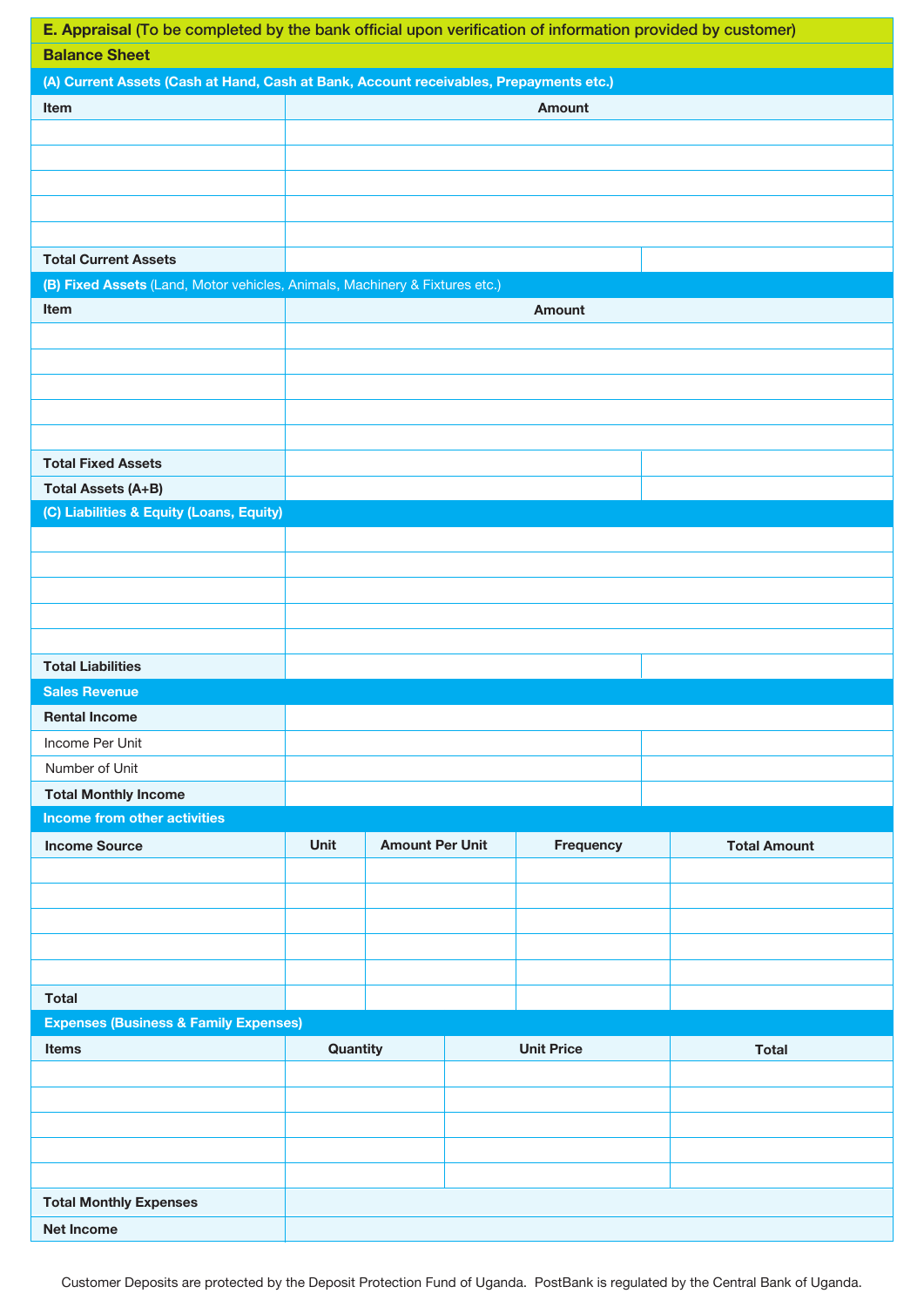## E. Appraisal (To be completed by the bank official upon verification of information provided by customer)

### Balance Sheet

**(A) Current Assets (Cash at Hand, Cash at Bank, Account receivables, Prepayments etc.)**

| Item | Amount | |
|---|---|---|
| | | |
| | | |
| | | |
| | | |
| | | |
| **Total Current Assets** | | |

**(B) Fixed Assets** (Land, Motor vehicles, Animals, Machinery & Fixtures etc.)

| Item | Amount | |
|---|---|---|
| | | |
| | | |
| | | |
| | | |
| | | |
| **Total Fixed Assets** | | |
| **Total Assets (A+B)** | | |

**(C) Liabilities & Equity (Loans, Equity)**

| | | |
|---|---|---|
| | | |
| | | |
| | | |
| | | |
| | | |
| **Total Liabilities** | | |

**Sales Revenue**

| | | |
|---|---|---|
| **Rental Income** | | |
| Income Per Unit | | |
| Number of Unit | | |
| **Total Monthly Income** | | |

**Income from other activities**

| Income Source | Unit | Amount Per Unit | Frequency | Total Amount |
|---|---|---|---|---|
| | | | | |
| | | | | |
| | | | | |
| | | | | |
| | | | | |
| **Total** | | | | |

**Expenses (Business & Family Expenses)**

| Items | Quantity | Unit Price | Total |
|---|---|---|---|
| | | | |
| | | | |
| | | | |
| | | | |
| | | | |
| **Total Monthly Expenses** | | | |
| **Net Income** | | | |

Customer Deposits are protected by the Deposit Protection Fund of Uganda. PostBank is regulated by the Central Bank of Uganda.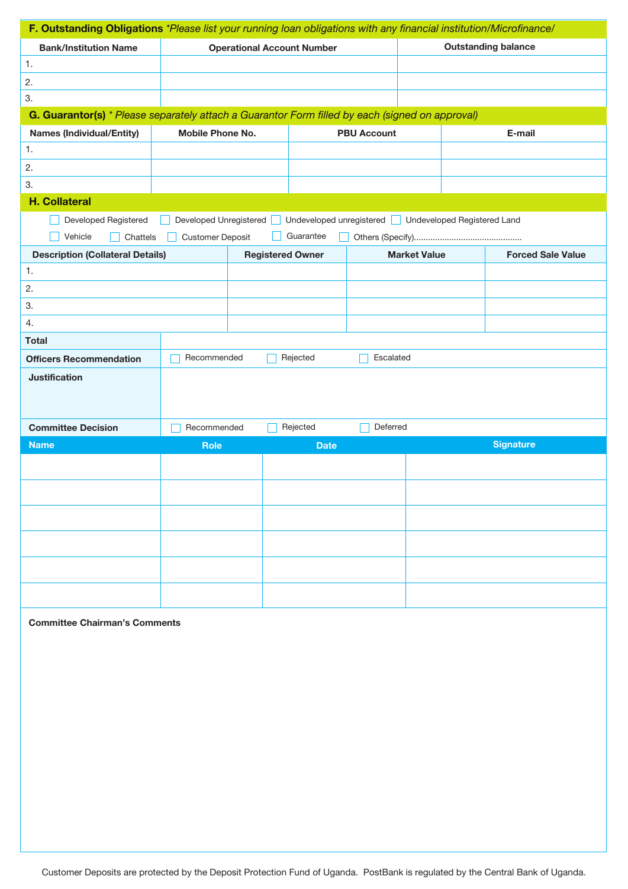## F. Outstanding Obligations *\*Please list your running loan obligations with any financial institution/Microfinance/*

| Bank/Institution Name | Operational Account Number | Outstanding balance |
|---|---|---|
| 1. | | |
| 2. | | |
| 3. | | |

## G. Guarantor(s) *\* Please separately attach a Guarantor Form filled by each (signed on approval)*

| Names (Individual/Entity) | Mobile Phone No. | PBU Account | E-mail |
|---|---|---|---|
| 1. | | | |
| 2. | | | |
| 3. | | | |

## H. Collateral

☐ Developed Registered ☐ Developed Unregistered ☐ Undeveloped unregistered ☐ Undeveloped Registered Land

☐ Vehicle ☐ Chattels ☐ Customer Deposit ☐ Guarantee ☐ Others (Specify)..............................................

| Description (Collateral Details) | Registered Owner | Market Value | Forced Sale Value |
|---|---|---|---|
| 1. | | | |
| 2. | | | |
| 3. | | | |
| 4. | | | |

| | |
|---|---|
| **Total** | |
| **Officers Recommendation** | ☐ Recommended ☐ Rejected ☐ Escalated |
| **Justification** | |
| **Committee Decision** | ☐ Recommended ☐ Rejected ☐ Deferred |

| Name | Role | Date | Signature |
|---|---|---|---|
| | | | |
| | | | |
| | | | |
| | | | |
| | | | |
| | | | |

**Committee Chairman's Comments**

Customer Deposits are protected by the Deposit Protection Fund of Uganda. PostBank is regulated by the Central Bank of Uganda.